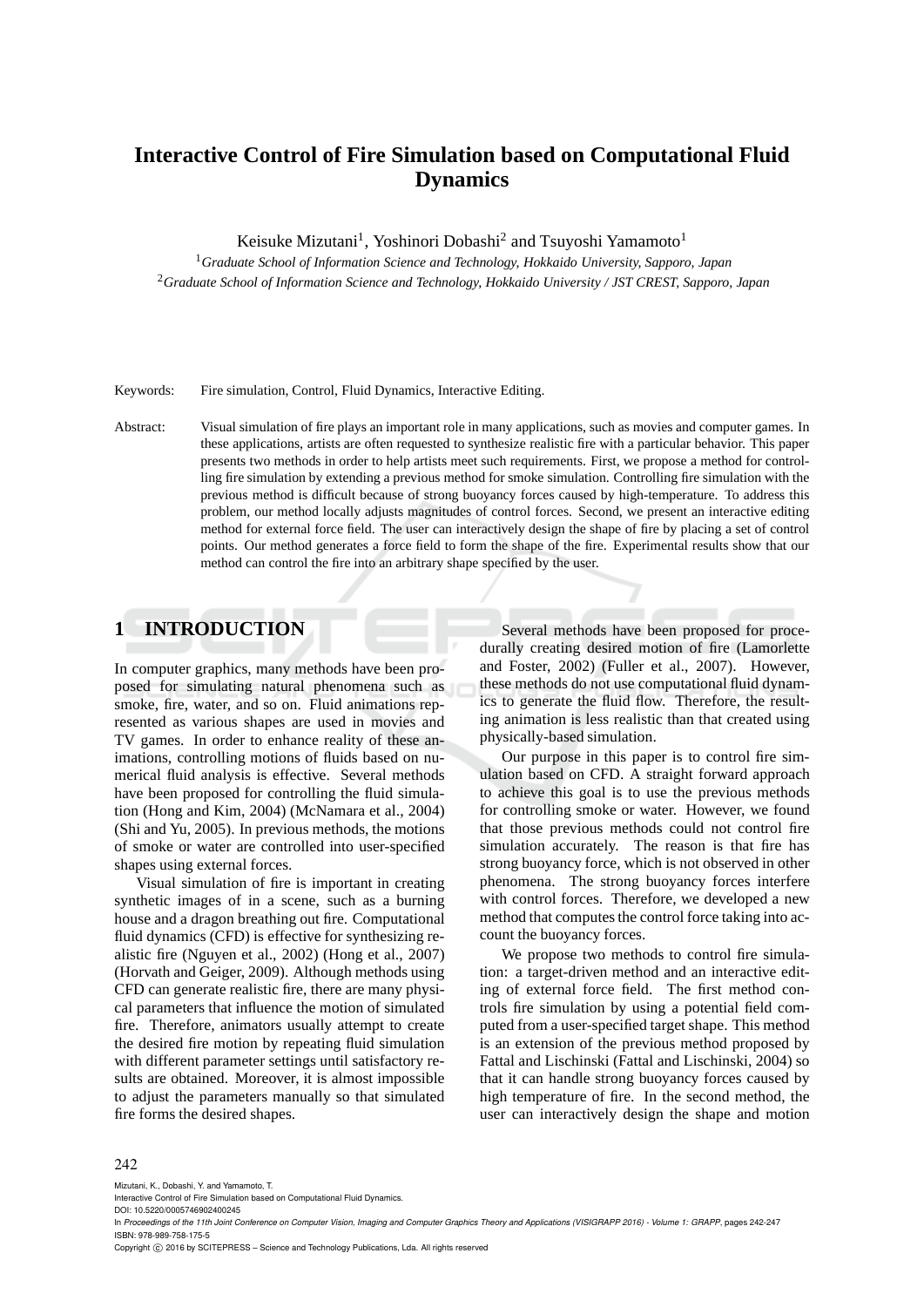# Interactive Control of Fire Simulation based on Computational Fluid Dynamics

Keisuke Mizutani[1], Yoshinori Dobashi[2] and Tsuyoshi Yamamoto[1]

[1]*Graduate School of Information Science and Technology, Hokkaido University, Sapporo, Japan*
[2]*Graduate School of Information Science and Technology, Hokkaido University / JST CREST, Sapporo, Japan*

Keywords: Fire simulation, Control, Fluid Dynamics, Interactive Editing.

Abstract: Visual simulation of fire plays an important role in many applications, such as movies and computer games. In these applications, artists are often requested to synthesize realistic fire with a particular behavior. This paper presents two methods in order to help artists meet such requirements. First, we propose a method for controlling fire simulation by extending a previous method for smoke simulation. Controlling fire simulation with the previous method is difficult because of strong buoyancy forces caused by high-temperature. To address this problem, our method locally adjusts magnitudes of control forces. Second, we present an interactive editing method for external force field. The user can interactively design the shape of fire by placing a set of control points. Our method generates a force field to form the shape of the fire. Experimental results show that our method can control the fire into an arbitrary shape specified by the user.

## 1 INTRODUCTION

In computer graphics, many methods have been proposed for simulating natural phenomena such as smoke, fire, water, and so on. Fluid animations represented as various shapes are used in movies and TV games. In order to enhance reality of these animations, controlling motions of fluids based on numerical fluid analysis is effective. Several methods have been proposed for controlling the fluid simulation (Hong and Kim, 2004) (McNamara et al., 2004) (Shi and Yu, 2005). In previous methods, the motions of smoke or water are controlled into user-specified shapes using external forces.

Visual simulation of fire is important in creating synthetic images of in a scene, such as a burning house and a dragon breathing out fire. Computational fluid dynamics (CFD) is effective for synthesizing realistic fire (Nguyen et al., 2002) (Hong et al., 2007) (Horvath and Geiger, 2009). Although methods using CFD can generate realistic fire, there are many physical parameters that influence the motion of simulated fire. Therefore, animators usually attempt to create the desired fire motion by repeating fluid simulation with different parameter settings until satisfactory results are obtained. Moreover, it is almost impossible to adjust the parameters manually so that simulated fire forms the desired shapes.

Several methods have been proposed for procedurally creating desired motion of fire (Lamorlette and Foster, 2002) (Fuller et al., 2007). However, these methods do not use computational fluid dynamics to generate the fluid flow. Therefore, the resulting animation is less realistic than that created using physically-based simulation.

Our purpose in this paper is to control fire simulation based on CFD. A straight forward approach to achieve this goal is to use the previous methods for controlling smoke or water. However, we found that those previous methods could not control fire simulation accurately. The reason is that fire has strong buoyancy force, which is not observed in other phenomena. The strong buoyancy forces interfere with control forces. Therefore, we developed a new method that computes the control force taking into account the buoyancy forces.

We propose two methods to control fire simulation: a target-driven method and an interactive editing of external force field. The first method controls fire simulation by using a potential field computed from a user-specified target shape. This method is an extension of the previous method proposed by Fattal and Lischinski (Fattal and Lischinski, 2004) so that it can handle strong buoyancy forces caused by high temperature of fire. In the second method, the user can interactively design the shape and motion

Mizutani, K., Dobashi, Y. and Yamamoto, T.
Interactive Control of Fire Simulation based on Computational Fluid Dynamics.
DOI: 10.5220/0005746902400245
In *Proceedings of the 11th Joint Conference on Computer Vision, Imaging and Computer Graphics Theory and Applications (VISIGRAPP 2016) - Volume 1: GRAPP*, pages 242-247
ISBN: 978-989-758-175-5
Copyright © 2016 by SCITEPRESS – Science and Technology Publications, Lda. All rights reserved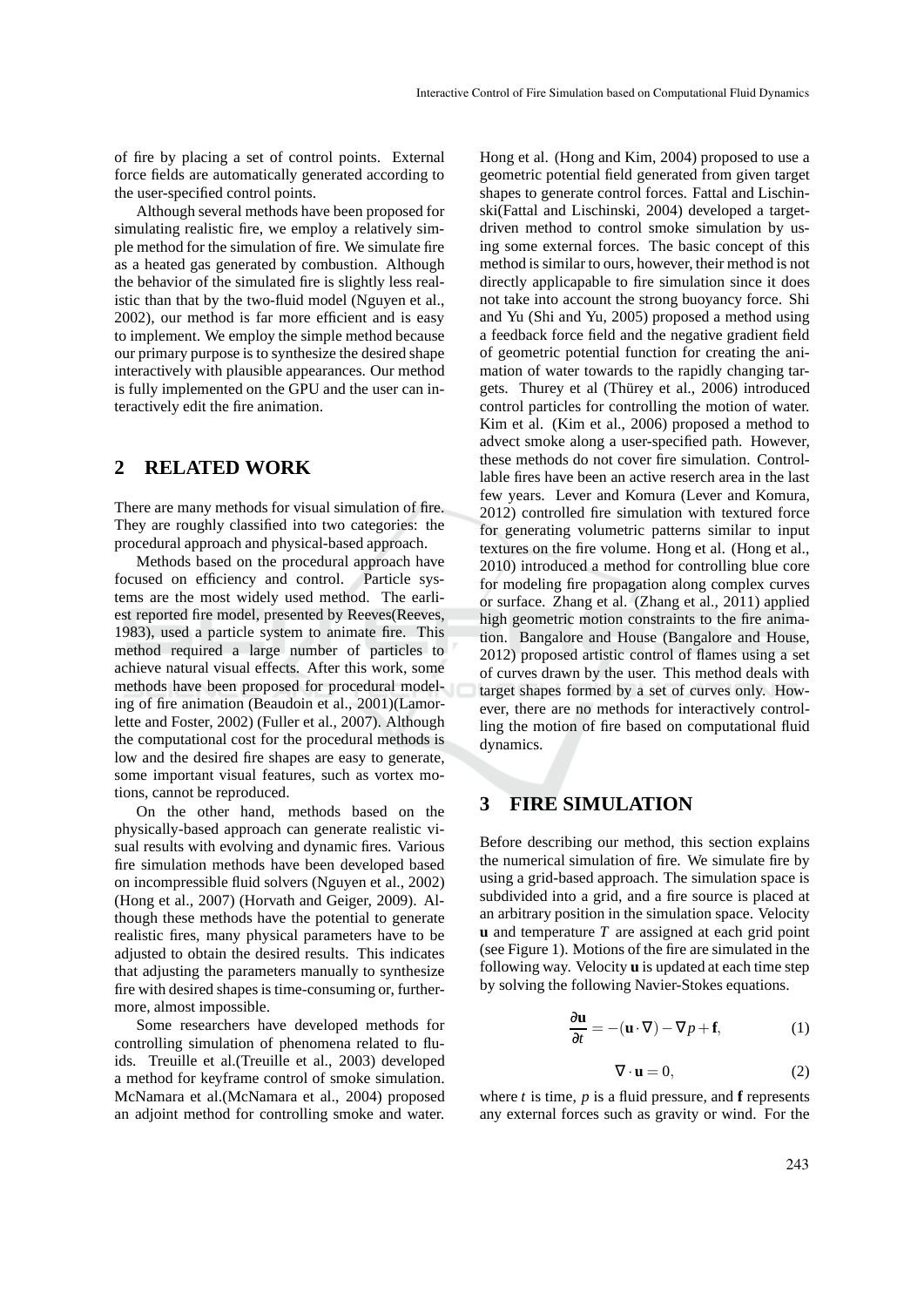of fire by placing a set of control points. External force fields are automatically generated according to the user-specified control points.

Although several methods have been proposed for simulating realistic fire, we employ a relatively simple method for the simulation of fire. We simulate fire as a heated gas generated by combustion. Although the behavior of the simulated fire is slightly less realistic than that by the two-fluid model (Nguyen et al., 2002), our method is far more efficient and is easy to implement. We employ the simple method because our primary purpose is to synthesize the desired shape interactively with plausible appearances. Our method is fully implemented on the GPU and the user can interactively edit the fire animation.

## 2 RELATED WORK

There are many methods for visual simulation of fire. They are roughly classified into two categories: the procedural approach and physical-based approach.

Methods based on the procedural approach have focused on efficiency and control. Particle systems are the most widely used method. The earliest reported fire model, presented by Reeves(Reeves, 1983), used a particle system to animate fire. This method required a large number of particles to achieve natural visual effects. After this work, some methods have been proposed for procedural modeling of fire animation (Beaudoin et al., 2001)(Lamorlette and Foster, 2002) (Fuller et al., 2007). Although the computational cost for the procedural methods is low and the desired fire shapes are easy to generate, some important visual features, such as vortex motions, cannot be reproduced.

On the other hand, methods based on the physically-based approach can generate realistic visual results with evolving and dynamic fires. Various fire simulation methods have been developed based on incompressible fluid solvers (Nguyen et al., 2002) (Hong et al., 2007) (Horvath and Geiger, 2009). Although these methods have the potential to generate realistic fires, many physical parameters have to be adjusted to obtain the desired results. This indicates that adjusting the parameters manually to synthesize fire with desired shapes is time-consuming or, furthermore, almost impossible.

Some researchers have developed methods for controlling simulation of phenomena related to fluids. Treuille et al.(Treuille et al., 2003) developed a method for keyframe control of smoke simulation. McNamara et al.(McNamara et al., 2004) proposed an adjoint method for controlling smoke and water. Hong et al. (Hong and Kim, 2004) proposed to use a geometric potential field generated from given target shapes to generate control forces. Fattal and Lischinski(Fattal and Lischinski, 2004) developed a target-driven method to control smoke simulation by using some external forces. The basic concept of this method is similar to ours, however, their method is not directly applicapable to fire simulation since it does not take into account the strong buoyancy force. Shi and Yu (Shi and Yu, 2005) proposed a method using a feedback force field and the negative gradient field of geometric potential function for creating the animation of water towards to the rapidly changing targets. Thurey et al (Thürey et al., 2006) introduced control particles for controlling the motion of water. Kim et al. (Kim et al., 2006) proposed a method to advect smoke along a user-specified path. However, these methods do not cover fire simulation. Controllable fires have been an active reserch area in the last few years. Lever and Komura (Lever and Komura, 2012) controlled fire simulation with textured force for generating volumetric patterns similar to input textures on the fire volume. Hong et al. (Hong et al., 2010) introduced a method for controlling blue core for modeling fire propagation along complex curves or surface. Zhang et al. (Zhang et al., 2011) applied high geometric motion constraints to the fire animation. Bangalore and House (Bangalore and House, 2012) proposed artistic control of flames using a set of curves drawn by the user. This method deals with target shapes formed by a set of curves only. However, there are no methods for interactively controlling the motion of fire based on computational fluid dynamics.

## 3 FIRE SIMULATION

Before describing our method, this section explains the numerical simulation of fire. We simulate fire by using a grid-based approach. The simulation space is subdivided into a grid, and a fire source is placed at an arbitrary position in the simulation space. Velocity $\mathbf{u}$ and temperature $T$ are assigned at each grid point (see Figure 1). Motions of the fire are simulated in the following way. Velocity $\mathbf{u}$ is updated at each time step by solving the following Navier-Stokes equations.

$$\frac{\partial \mathbf{u}}{\partial t} = -(\mathbf{u} \cdot \nabla) - \nabla p + \mathbf{f}, \tag{1}$$

$$\nabla \cdot \mathbf{u} = 0, \tag{2}$$

where $t$ is time, $p$ is a fluid pressure, and $\mathbf{f}$ represents any external forces such as gravity or wind. For the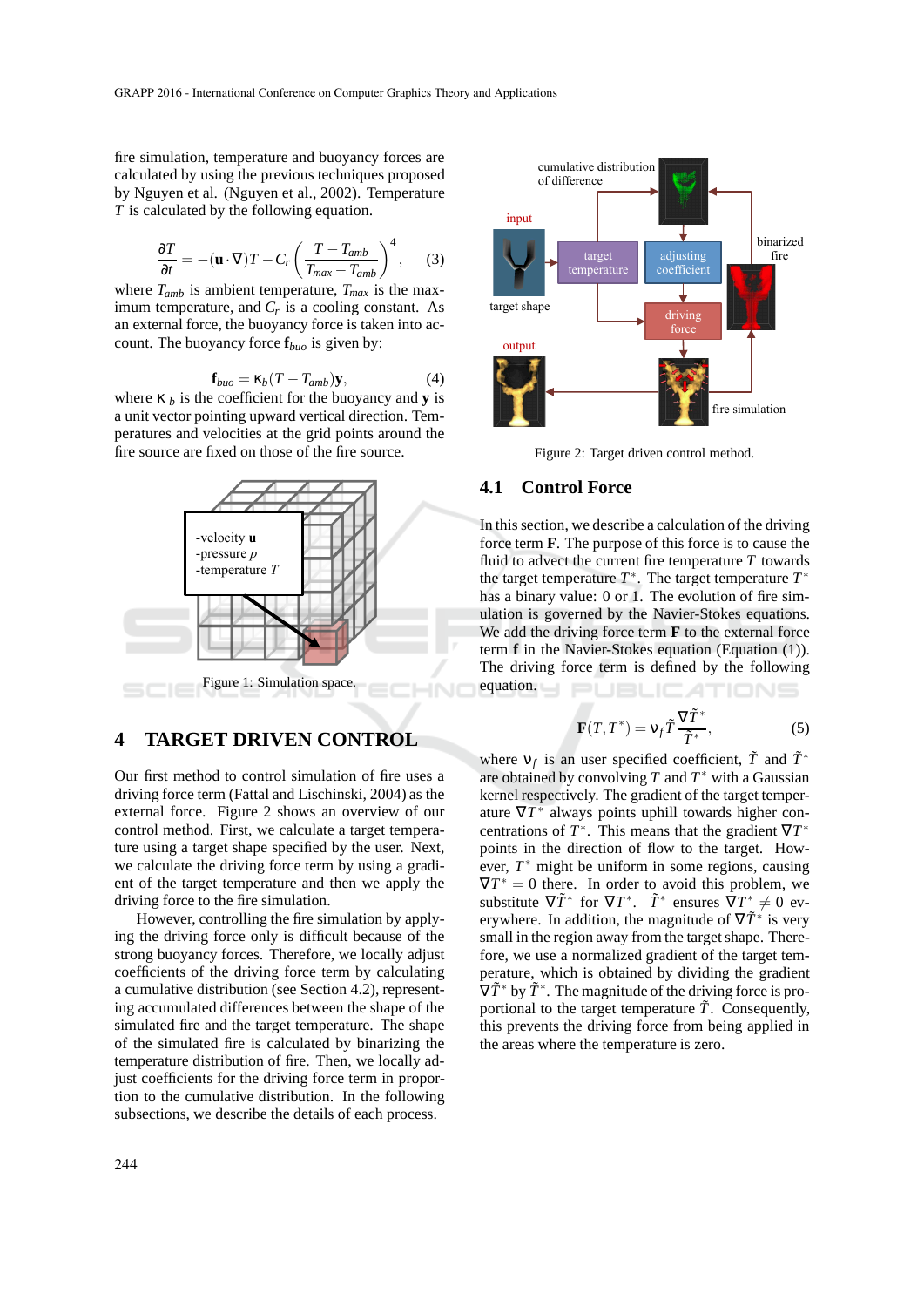fire simulation, temperature and buoyancy forces are calculated by using the previous techniques proposed by Nguyen et al. (Nguyen et al., 2002). Temperature $T$ is calculated by the following equation.

$$\frac{\partial T}{\partial t} = -(\mathbf{u} \cdot \nabla)T - C_r \left( \frac{T - T_{amb}}{T_{max} - T_{amb}} \right)^4, \quad (3)$$

where $T_{amb}$ is ambient temperature, $T_{max}$ is the maximum temperature, and $C_r$ is a cooling constant. As an external force, the buoyancy force is taken into account. The buoyancy force $\mathbf{f}_{buo}$ is given by:

$$\mathbf{f}_{buo} = \kappa_b (T - T_{amb})\mathbf{y}, \quad (4)$$

where $\kappa_b$ is the coefficient for the buoyancy and $\mathbf{y}$ is a unit vector pointing upward vertical direction. Temperatures and velocities at the grid points around the fire source are fixed on those of the fire source.

Figure 1: Simulation space.

## 4 TARGET DRIVEN CONTROL

Our first method to control simulation of fire uses a driving force term (Fattal and Lischinski, 2004) as the external force. Figure 2 shows an overview of our control method. First, we calculate a target temperature using a target shape specified by the user. Next, we calculate the driving force term by using a gradient of the target temperature and then we apply the driving force to the fire simulation.

However, controlling the fire simulation by applying the driving force only is difficult because of the strong buoyancy forces. Therefore, we locally adjust coefficients of the driving force term by calculating a cumulative distribution (see Section 4.2), representing accumulated differences between the shape of the simulated fire and the target temperature. The shape of the simulated fire is calculated by binarizing the temperature distribution of fire. Then, we locally adjust coefficients for the driving force term in proportion to the cumulative distribution. In the following subsections, we describe the details of each process.

Figure 2: Target driven control method.

### 4.1 Control Force

In this section, we describe a calculation of the driving force term $\mathbf{F}$. The purpose of this force is to cause the fluid to advect the current fire temperature $T$ towards the target temperature $T^*$. The target temperature $T^*$ has a binary value: 0 or 1. The evolution of fire simulation is governed by the Navier-Stokes equations. We add the driving force term $\mathbf{F}$ to the external force term $\mathbf{f}$ in the Navier-Stokes equation (Equation (1)). The driving force term is defined by the following equation.

$$\mathbf{F}(T, T^*) = \nu_f \tilde{T} \frac{\nabla \tilde{T}^*}{\tilde{T}^*}, \quad (5)$$

where $\nu_f$ is an user specified coefficient, $\tilde{T}$ and $\tilde{T}^*$ are obtained by convolving $T$ and $T^*$ with a Gaussian kernel respectively. The gradient of the target temperature $\nabla T^*$ always points uphill towards higher concentrations of $T^*$. This means that the gradient $\nabla T^*$ points in the direction of flow to the target. However, $T^*$ might be uniform in some regions, causing $\nabla T^* = 0$ there. In order to avoid this problem, we substitute $\nabla \tilde{T}^*$ for $\nabla T^*$. $\tilde{T}^*$ ensures $\nabla T^* \neq 0$ everywhere. In addition, the magnitude of $\nabla \tilde{T}^*$ is very small in the region away from the target shape. Therefore, we use a normalized gradient of the target temperature, which is obtained by dividing the gradient $\nabla \tilde{T}^*$ by $\tilde{T}^*$. The magnitude of the driving force is proportional to the target temperature $\tilde{T}$. Consequently, this prevents the driving force from being applied in the areas where the temperature is zero.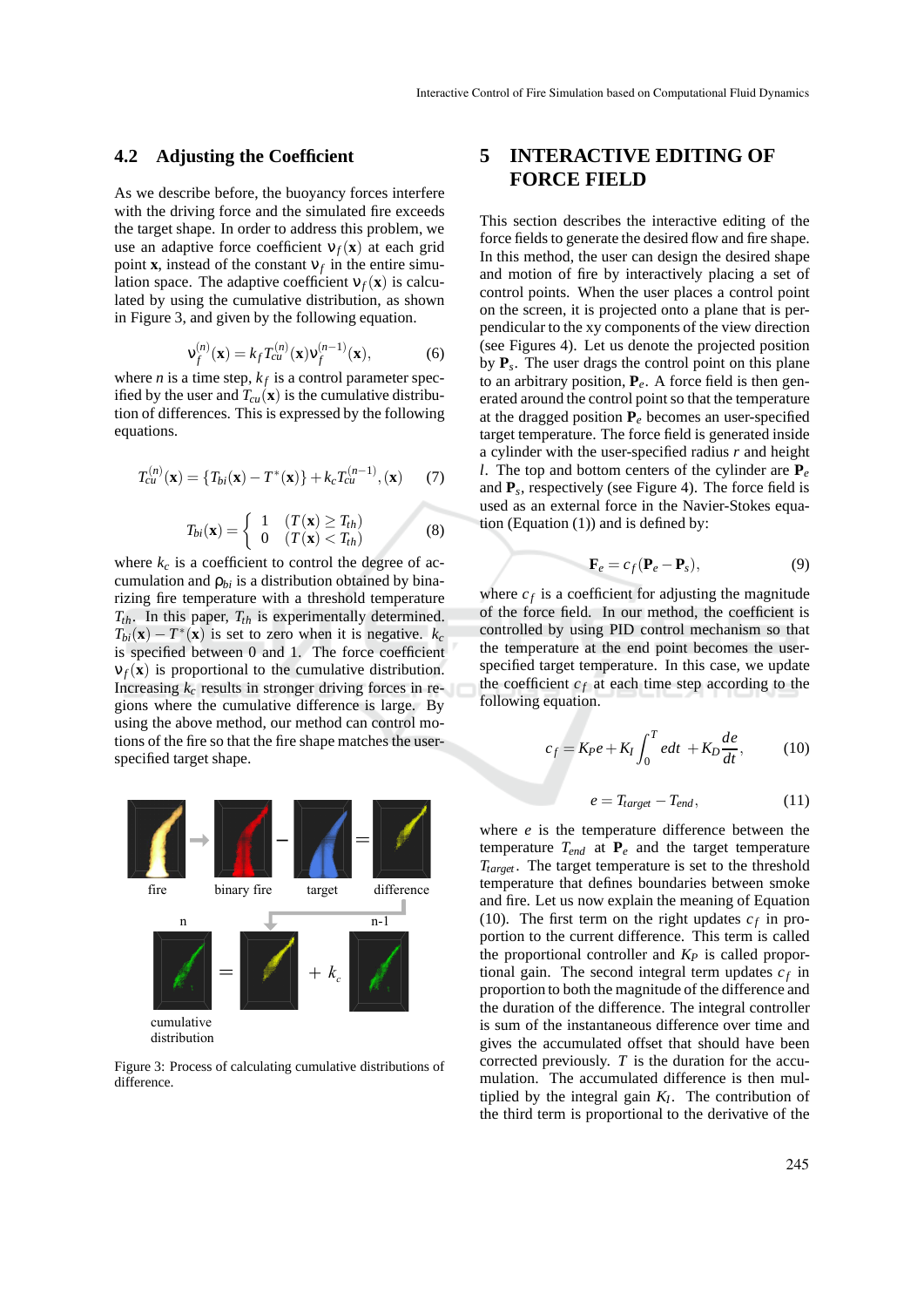### 4.2 Adjusting the Coefficient

As we describe before, the buoyancy forces interfere with the driving force and the simulated fire exceeds the target shape. In order to address this problem, we use an adaptive force coefficient $\nu_f(\mathbf{x})$ at each grid point $\mathbf{x}$, instead of the constant $\nu_f$ in the entire simulation space. The adaptive coefficient $\nu_f(\mathbf{x})$ is calculated by using the cumulative distribution, as shown in Figure 3, and given by the following equation.

$$\nu_f^{(n)}(\mathbf{x}) = k_f T_{cu}^{(n)}(\mathbf{x})\nu_f^{(n-1)}(\mathbf{x}), \tag{6}$$

where $n$ is a time step, $k_f$ is a control parameter specified by the user and $T_{cu}(\mathbf{x})$ is the cumulative distribution of differences. This is expressed by the following equations.

$$T_{cu}^{(n)}(\mathbf{x}) = \{T_{bi}(\mathbf{x}) - T^*(\mathbf{x})\} + k_c T_{cu}^{(n-1)}, (\mathbf{x}) \tag{7}$$

$$T_{bi}(\mathbf{x}) = \begin{cases} 1 & (T(\mathbf{x}) \geq T_{th}) \\ 0 & (T(\mathbf{x}) < T_{th}) \end{cases} \tag{8}$$

where $k_c$ is a coefficient to control the degree of accumulation and $\rho_{bi}$ is a distribution obtained by binarizing fire temperature with a threshold temperature $T_{th}$. In this paper, $T_{th}$ is experimentally determined. $T_{bi}(\mathbf{x}) - T^*(\mathbf{x})$ is set to zero when it is negative. $k_c$ is specified between 0 and 1. The force coefficient $\nu_f(\mathbf{x})$ is proportional to the cumulative distribution. Increasing $k_c$ results in stronger driving forces in regions where the cumulative difference is large. By using the above method, our method can control motions of the fire so that the fire shape matches the user-specified target shape.

Figure 3: Process of calculating cumulative distributions of difference.

## 5 INTERACTIVE EDITING OF FORCE FIELD

This section describes the interactive editing of the force fields to generate the desired flow and fire shape. In this method, the user can design the desired shape and motion of fire by interactively placing a set of control points. When the user places a control point on the screen, it is projected onto a plane that is perpendicular to the xy components of the view direction (see Figures 4). Let us denote the projected position by $\mathbf{P}_s$. The user drags the control point on this plane to an arbitrary position, $\mathbf{P}_e$. A force field is then generated around the control point so that the temperature at the dragged position $\mathbf{P}_e$ becomes an user-specified target temperature. The force field is generated inside a cylinder with the user-specified radius $r$ and height $l$. The top and bottom centers of the cylinder are $\mathbf{P}_e$ and $\mathbf{P}_s$, respectively (see Figure 4). The force field is used as an external force in the Navier-Stokes equation (Equation (1)) and is defined by:

$$\mathbf{F}_e = c_f(\mathbf{P}_e - \mathbf{P}_s), \tag{9}$$

where $c_f$ is a coefficient for adjusting the magnitude of the force field. In our method, the coefficient is controlled by using PID control mechanism so that the temperature at the end point becomes the user-specified target temperature. In this case, we update the coefficient $c_f$ at each time step according to the following equation.

$$c_f = K_P e + K_I \int_0^T e dt \ + K_D \frac{de}{dt}, \tag{10}$$

$$e = T_{target} - T_{end}, \tag{11}$$

where $e$ is the temperature difference between the temperature $T_{end}$ at $\mathbf{P}_e$ and the target temperature $T_{target}$. The target temperature is set to the threshold temperature that defines boundaries between smoke and fire. Let us now explain the meaning of Equation (10). The first term on the right updates $c_f$ in proportion to the current difference. This term is called the proportional controller and $K_P$ is called proportional gain. The second integral term updates $c_f$ in proportion to both the magnitude of the difference and the duration of the difference. The integral controller is sum of the instantaneous difference over time and gives the accumulated offset that should have been corrected previously. $T$ is the duration for the accumulation. The accumulated difference is then multiplied by the integral gain $K_I$. The contribution of the third term is proportional to the derivative of the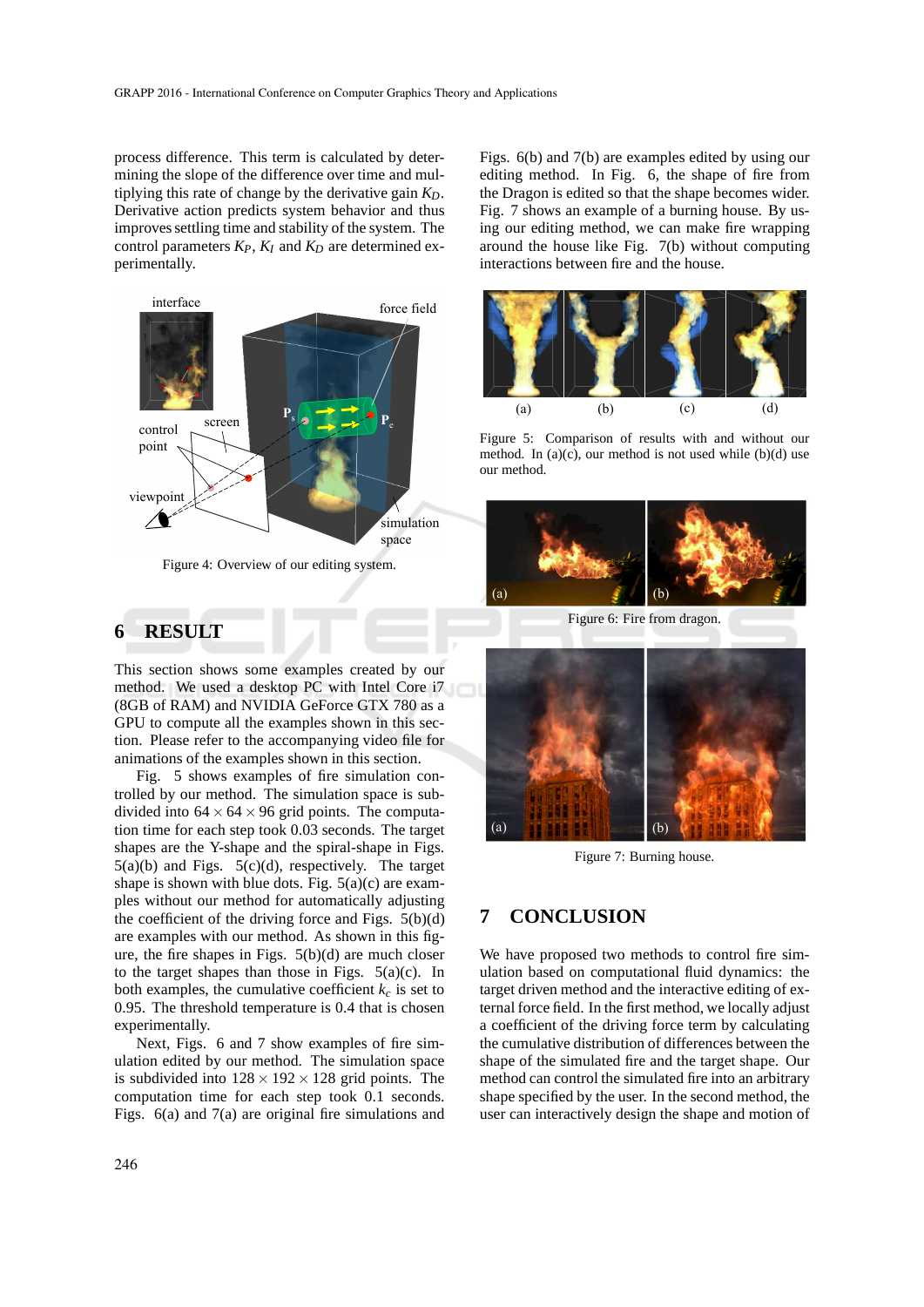process difference. This term is calculated by determining the slope of the difference over time and multiplying this rate of change by the derivative gain $K_D$. Derivative action predicts system behavior and thus improves settling time and stability of the system. The control parameters $K_P$, $K_I$ and $K_D$ are determined experimentally.

Figure 4: Overview of our editing system.

## 6 RESULT

This section shows some examples created by our method. We used a desktop PC with Intel Core i7 (8GB of RAM) and NVIDIA GeForce GTX 780 as a GPU to compute all the examples shown in this section. Please refer to the accompanying video file for animations of the examples shown in this section.

Fig. 5 shows examples of fire simulation controlled by our method. The simulation space is subdivided into $64 \times 64 \times 96$ grid points. The computation time for each step took 0.03 seconds. The target shapes are the Y-shape and the spiral-shape in Figs. 5(a)(b) and Figs. 5(c)(d), respectively. The target shape is shown with blue dots. Fig. 5(a)(c) are examples without our method for automatically adjusting the coefficient of the driving force and Figs. 5(b)(d) are examples with our method. As shown in this figure, the fire shapes in Figs. 5(b)(d) are much closer to the target shapes than those in Figs. 5(a)(c). In both examples, the cumulative coefficient $k_c$ is set to 0.95. The threshold temperature is 0.4 that is chosen experimentally.

Next, Figs. 6 and 7 show examples of fire simulation edited by our method. The simulation space is subdivided into $128 \times 192 \times 128$ grid points. The computation time for each step took 0.1 seconds. Figs. 6(a) and 7(a) are original fire simulations and Figs. 6(b) and 7(b) are examples edited by using our editing method. In Fig. 6, the shape of fire from the Dragon is edited so that the shape becomes wider. Fig. 7 shows an example of a burning house. By using our editing method, we can make fire wrapping around the house like Fig. 7(b) without computing interactions between fire and the house.

Figure 5: Comparison of results with and without our method. In (a)(c), our method is not used while (b)(d) use our method.

Figure 6: Fire from dragon.

Figure 7: Burning house.

## 7 CONCLUSION

We have proposed two methods to control fire simulation based on computational fluid dynamics: the target driven method and the interactive editing of external force field. In the first method, we locally adjust a coefficient of the driving force term by calculating the cumulative distribution of differences between the shape of the simulated fire and the target shape. Our method can control the simulated fire into an arbitrary shape specified by the user. In the second method, the user can interactively design the shape and motion of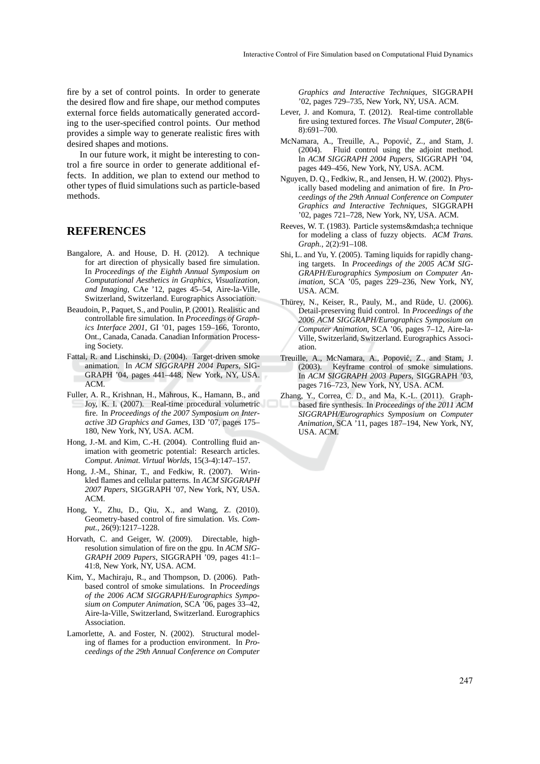fire by a set of control points. In order to generate the desired flow and fire shape, our method computes external force fields automatically generated according to the user-specified control points. Our method provides a simple way to generate realistic fires with desired shapes and motions.

In our future work, it might be interesting to control a fire source in order to generate additional effects. In addition, we plan to extend our method to other types of fluid simulations such as particle-based methods.

## REFERENCES

Bangalore, A. and House, D. H. (2012). A technique for art direction of physically based fire simulation. In *Proceedings of the Eighth Annual Symposium on Computational Aesthetics in Graphics, Visualization, and Imaging*, CAe '12, pages 45–54, Aire-la-Ville, Switzerland, Switzerland. Eurographics Association.

Beaudoin, P., Paquet, S., and Poulin, P. (2001). Realistic and controllable fire simulation. In *Proceedings of Graphics Interface 2001*, GI '01, pages 159–166, Toronto, Ont., Canada, Canada. Canadian Information Processing Society.

Fattal, R. and Lischinski, D. (2004). Target-driven smoke animation. In *ACM SIGGRAPH 2004 Papers*, SIGGRAPH '04, pages 441–448, New York, NY, USA. ACM.

Fuller, A. R., Krishnan, H., Mahrous, K., Hamann, B., and Joy, K. I. (2007). Real-time procedural volumetric fire. In *Proceedings of the 2007 Symposium on Interactive 3D Graphics and Games*, I3D '07, pages 175–180, New York, NY, USA. ACM.

Hong, J.-M. and Kim, C.-H. (2004). Controlling fluid animation with geometric potential: Research articles. *Comput. Animat. Virtual Worlds*, 15(3-4):147–157.

Hong, J.-M., Shinar, T., and Fedkiw, R. (2007). Wrinkled flames and cellular patterns. In *ACM SIGGRAPH 2007 Papers*, SIGGRAPH '07, New York, NY, USA. ACM.

Hong, Y., Zhu, D., Qiu, X., and Wang, Z. (2010). Geometry-based control of fire simulation. *Vis. Comput.*, 26(9):1217–1228.

Horvath, C. and Geiger, W. (2009). Directable, high-resolution simulation of fire on the gpu. In *ACM SIGGRAPH 2009 Papers*, SIGGRAPH '09, pages 41:1–41:8, New York, NY, USA. ACM.

Kim, Y., Machiraju, R., and Thompson, D. (2006). Path-based control of smoke simulations. In *Proceedings of the 2006 ACM SIGGRAPH/Eurographics Symposium on Computer Animation*, SCA '06, pages 33–42, Aire-la-Ville, Switzerland, Switzerland. Eurographics Association.

Lamorlette, A. and Foster, N. (2002). Structural modeling of flames for a production environment. In *Proceedings of the 29th Annual Conference on Computer Graphics and Interactive Techniques*, SIGGRAPH '02, pages 729–735, New York, NY, USA. ACM.

Lever, J. and Komura, T. (2012). Real-time controllable fire using textured forces. *The Visual Computer*, 28(6-8):691–700.

McNamara, A., Treuille, A., Popović, Z., and Stam, J. (2004). Fluid control using the adjoint method. In *ACM SIGGRAPH 2004 Papers*, SIGGRAPH '04, pages 449–456, New York, NY, USA. ACM.

Nguyen, D. Q., Fedkiw, R., and Jensen, H. W. (2002). Physically based modeling and animation of fire. In *Proceedings of the 29th Annual Conference on Computer Graphics and Interactive Techniques*, SIGGRAPH '02, pages 721–728, New York, NY, USA. ACM.

Reeves, W. T. (1983). Particle systems&mdash;a technique for modeling a class of fuzzy objects. *ACM Trans. Graph.*, 2(2):91–108.

Shi, L. and Yu, Y. (2005). Taming liquids for rapidly changing targets. In *Proceedings of the 2005 ACM SIGGRAPH/Eurographics Symposium on Computer Animation*, SCA '05, pages 229–236, New York, NY, USA. ACM.

Thürey, N., Keiser, R., Pauly, M., and Rüde, U. (2006). Detail-preserving fluid control. In *Proceedings of the 2006 ACM SIGGRAPH/Eurographics Symposium on Computer Animation*, SCA '06, pages 7–12, Aire-la-Ville, Switzerland, Switzerland. Eurographics Association.

Treuille, A., McNamara, A., Popović, Z., and Stam, J. (2003). Keyframe control of smoke simulations. In *ACM SIGGRAPH 2003 Papers*, SIGGRAPH '03, pages 716–723, New York, NY, USA. ACM.

Zhang, Y., Correa, C. D., and Ma, K.-L. (2011). Graph-based fire synthesis. In *Proceedings of the 2011 ACM SIGGRAPH/Eurographics Symposium on Computer Animation*, SCA '11, pages 187–194, New York, NY, USA. ACM.